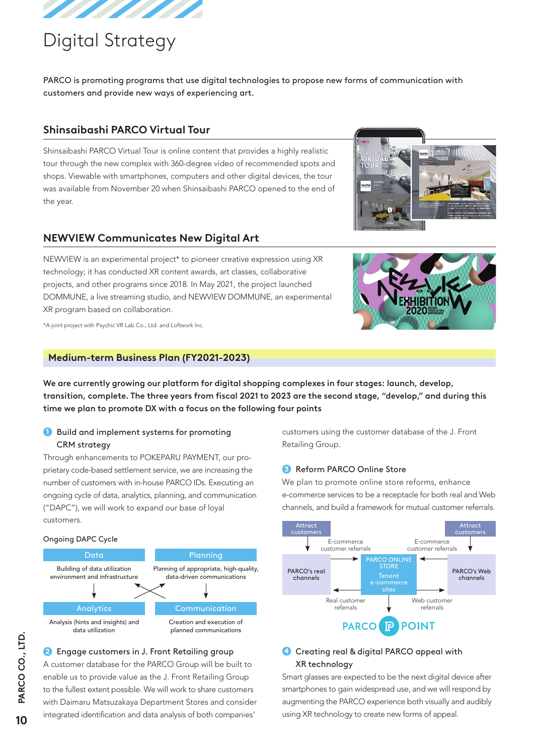# Digital Strategy

PARCO is promoting programs that use digital technologies to propose new forms of communication with customers and provide new ways of experiencing art.

## Shinsaibashi PARCO Virtual Tour

Shinsaibashi PARCO Virtual Tour is online content that provides a highly realistic tour through the new complex with 360-degree video of recommended spots and shops. Viewable with smartphones, computers and other digital devices, the tour was available from November 20 when Shinsaibashi PARCO opened to the end of the year.

## NEWVIEW Communicates New Digital Art

NEWVIEW is an experimental project* to pioneer creative expression using XR technology; it has conducted XR content awards, art classes, collaborative projects, and other programs since 2018. In May 2021, the project launched DOMMUNE, a live streaming studio, and NEWVIEW DOMMUNE, an experimental XR program based on collaboration.

*A joint project with Psychic VR Lab Co., Ltd. and Loftwork Inc.

## Medium-term Business Plan (FY2021-2023)

**We are currently growing our platform for digital shopping complexes in four stages: launch, develop, transition, complete. The three years from fiscal 2021 to 2023 are the second stage, "develop," and during this time we plan to promote DX with a focus on the following four points**

### 1 Build and implement systems for promoting CRM strategy

Through enhancements to POKEPARU PAYMENT, our proprietary code-based settlement service, we are increasing the number of customers with in-house PARCO IDs. Executing an ongoing cycle of data, analytics, planning, and communication ("DAPC"), we will work to expand our base of loyal customers.

Ongoing DAPC Cycle

| Data | Planning |
|---|---|
| Building of data utilization environment and infrastructure | Planning of appropriate, high-quality, data-driven communications |
| **Analytics** | **Communication** |
| Analysis (hints and insights) and data utilization | Creation and execution of planned communications |

### 2 Engage customers in J. Front Retailing group

A customer database for the PARCO Group will be built to enable us to provide value as the J. Front Retailing Group to the fullest extent possible. We will work to share customers with Daimaru Matsuzakaya Department Stores and consider integrated identification and data analysis of both companies' customers using the customer database of the J. Front Retailing Group.

### 3 Reform PARCO Online Store

We plan to promote online store reforms, enhance e-commerce services to be a receptacle for both real and Web channels, and build a framework for mutual customer referrals.

- Attract customers → PARCO's real channels
- Attract customers → PARCO's Web channels
- PARCO's real channels → E-commerce customer referrals → PARCO ONLINE STORE / Tenant e-commerce sites
- PARCO's Web channels → E-commerce customer referrals → PARCO ONLINE STORE / Tenant e-commerce sites
- PARCO ONLINE STORE / Tenant e-commerce sites → Real customer referrals → PARCO's real channels
- PARCO ONLINE STORE / Tenant e-commerce sites → Web customer referrals → PARCO's Web channels
- PARCO POINT

### 4 Creating real & digital PARCO appeal with XR technology

Smart glasses are expected to be the next digital device after smartphones to gain widespread use, and we will respond by augmenting the PARCO experience both visually and audibly using XR technology to create new forms of appeal.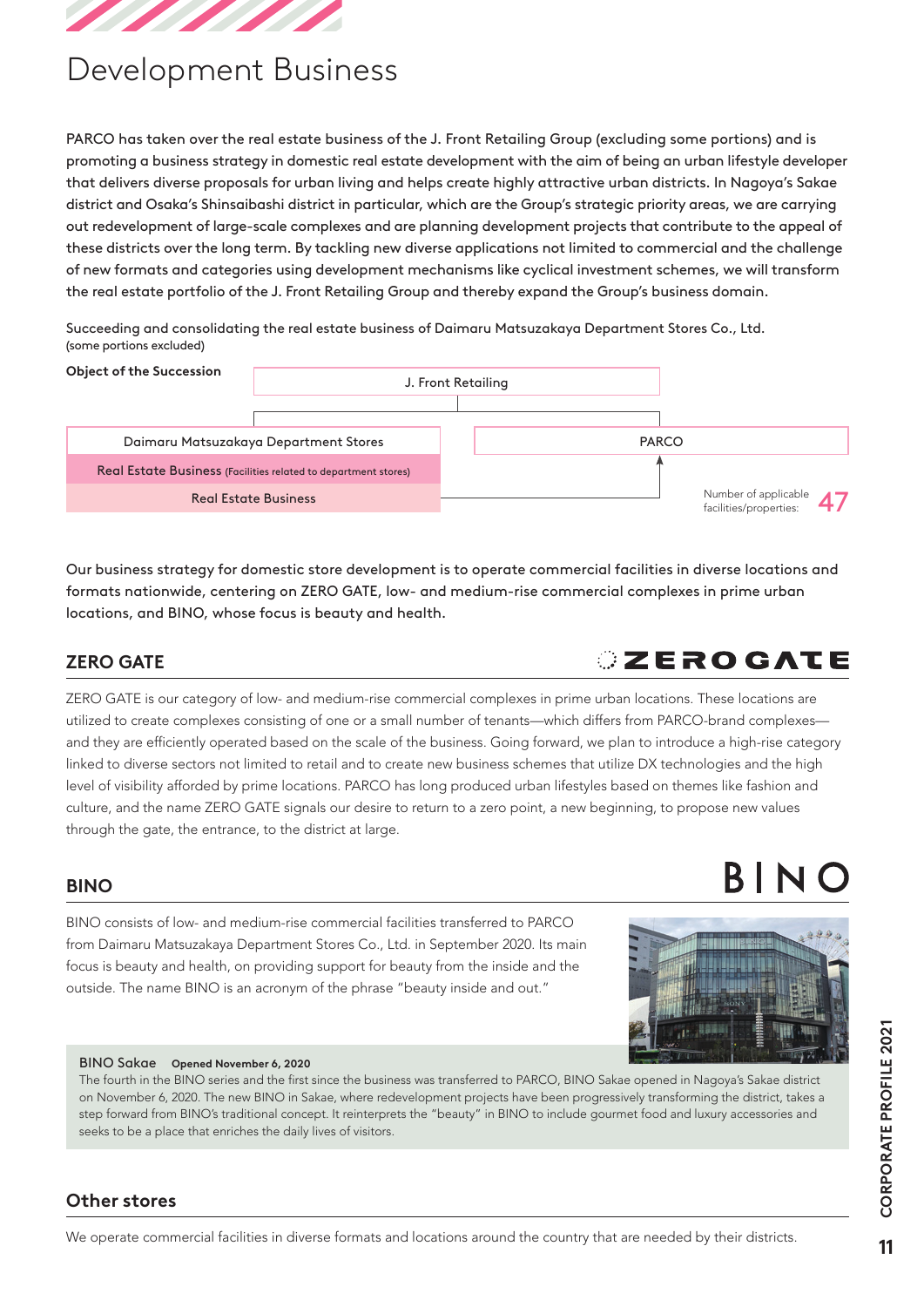# Development Business

PARCO has taken over the real estate business of the J. Front Retailing Group (excluding some portions) and is promoting a business strategy in domestic real estate development with the aim of being an urban lifestyle developer that delivers diverse proposals for urban living and helps create highly attractive urban districts. In Nagoya's Sakae district and Osaka's Shinsaibashi district in particular, which are the Group's strategic priority areas, we are carrying out redevelopment of large-scale complexes and are planning development projects that contribute to the appeal of these districts over the long term. By tackling new diverse applications not limited to commercial and the challenge of new formats and categories using development mechanisms like cyclical investment schemes, we will transform the real estate portfolio of the J. Front Retailing Group and thereby expand the Group's business domain.

Succeeding and consolidating the real estate business of Daimaru Matsuzakaya Department Stores Co., Ltd.
(some portions excluded)

**Object of the Succession**

J. Front Retailing

Daimaru Matsuzakaya Department Stores

Real Estate Business (Facilities related to department stores)

Real Estate Business → PARCO

Number of applicable facilities/properties: 47

Our business strategy for domestic store development is to operate commercial facilities in diverse locations and formats nationwide, centering on ZERO GATE, low- and medium-rise commercial complexes in prime urban locations, and BINO, whose focus is beauty and health.

## ZERO GATE

ZERO GATE is our category of low- and medium-rise commercial complexes in prime urban locations. These locations are utilized to create complexes consisting of one or a small number of tenants—which differs from PARCO-brand complexes—and they are efficiently operated based on the scale of the business. Going forward, we plan to introduce a high-rise category linked to diverse sectors not limited to retail and to create new business schemes that utilize DX technologies and the high level of visibility afforded by prime locations. PARCO has long produced urban lifestyles based on themes like fashion and culture, and the name ZERO GATE signals our desire to return to a zero point, a new beginning, to propose new values through the gate, the entrance, to the district at large.

## BINO

BINO consists of low- and medium-rise commercial facilities transferred to PARCO from Daimaru Matsuzakaya Department Stores Co., Ltd. in September 2020. Its main focus is beauty and health, on providing support for beauty from the inside and the outside. The name BINO is an acronym of the phrase "beauty inside and out."

BINO Sakae **Opened November 6, 2020**

The fourth in the BINO series and the first since the business was transferred to PARCO, BINO Sakae opened in Nagoya's Sakae district on November 6, 2020. The new BINO in Sakae, where redevelopment projects have been progressively transforming the district, takes a step forward from BINO's traditional concept. It reinterprets the "beauty" in BINO to include gourmet food and luxury accessories and seeks to be a place that enriches the daily lives of visitors.

## Other stores

We operate commercial facilities in diverse formats and locations around the country that are needed by their districts.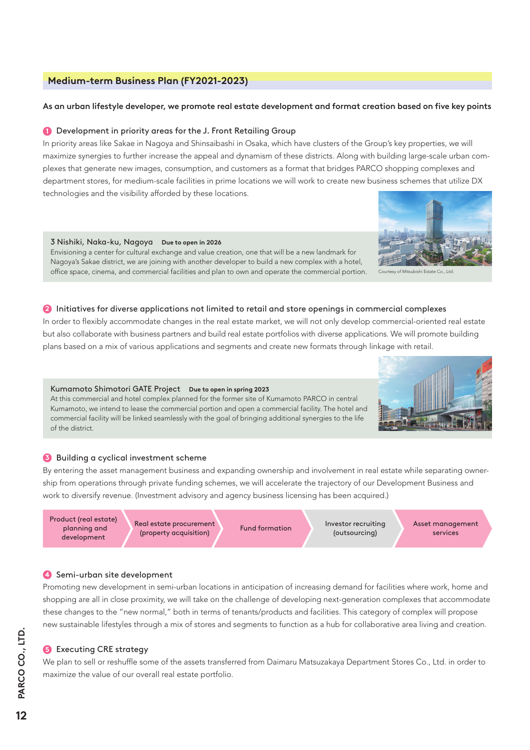## Medium-term Business Plan (FY2021-2023)

**As an urban lifestyle developer, we promote real estate development and format creation based on five key points**

### 1 Development in priority areas for the J. Front Retailing Group

In priority areas like Sakae in Nagoya and Shinsaibashi in Osaka, which have clusters of the Group's key properties, we will maximize synergies to further increase the appeal and dynamism of these districts. Along with building large-scale urban complexes that generate new images, consumption, and customers as a format that bridges PARCO shopping complexes and department stores, for medium-scale facilities in prime locations we will work to create new business schemes that utilize DX technologies and the visibility afforded by these locations.

**3 Nishiki, Naka-ku, Nagoya** **Due to open in 2026**

Envisioning a center for cultural exchange and value creation, one that will be a new landmark for Nagoya's Sakae district, we are joining with another developer to build a new complex with a hotel, office space, cinema, and commercial facilities and plan to own and operate the commercial portion.

Courtesy of Mitsubishi Estate Co., Ltd.

### 2 Initiatives for diverse applications not limited to retail and store openings in commercial complexes

In order to flexibly accommodate changes in the real estate market, we will not only develop commercial-oriented real estate but also collaborate with business partners and build real estate portfolios with diverse applications. We will promote building plans based on a mix of various applications and segments and create new formats through linkage with retail.

**Kumamoto Shimotori GATE Project** **Due to open in spring 2023**

At this commercial and hotel complex planned for the former site of Kumamoto PARCO in central Kumamoto, we intend to lease the commercial portion and open a commercial facility. The hotel and commercial facility will be linked seamlessly with the goal of bringing additional synergies to the life of the district.

### 3 Building a cyclical investment scheme

By entering the asset management business and expanding ownership and involvement in real estate while separating ownership from operations through private funding schemes, we will accelerate the trajectory of our Development Business and work to diversify revenue. (Investment advisory and agency business licensing has been acquired.)

Product (real estate) planning and development → Real estate procurement (property acquisition) → Fund formation → Investor recruiting (outsourcing) → Asset management services

### 4 Semi-urban site development

Promoting new development in semi-urban locations in anticipation of increasing demand for facilities where work, home and shopping are all in close proximity, we will take on the challenge of developing next-generation complexes that accommodate these changes to the "new normal," both in terms of tenants/products and facilities. This category of complex will propose new sustainable lifestyles through a mix of stores and segments to function as a hub for collaborative area living and creation.

### 5 Executing CRE strategy

We plan to sell or reshuffle some of the assets transferred from Daimaru Matsuzakaya Department Stores Co., Ltd. in order to maximize the value of our overall real estate portfolio.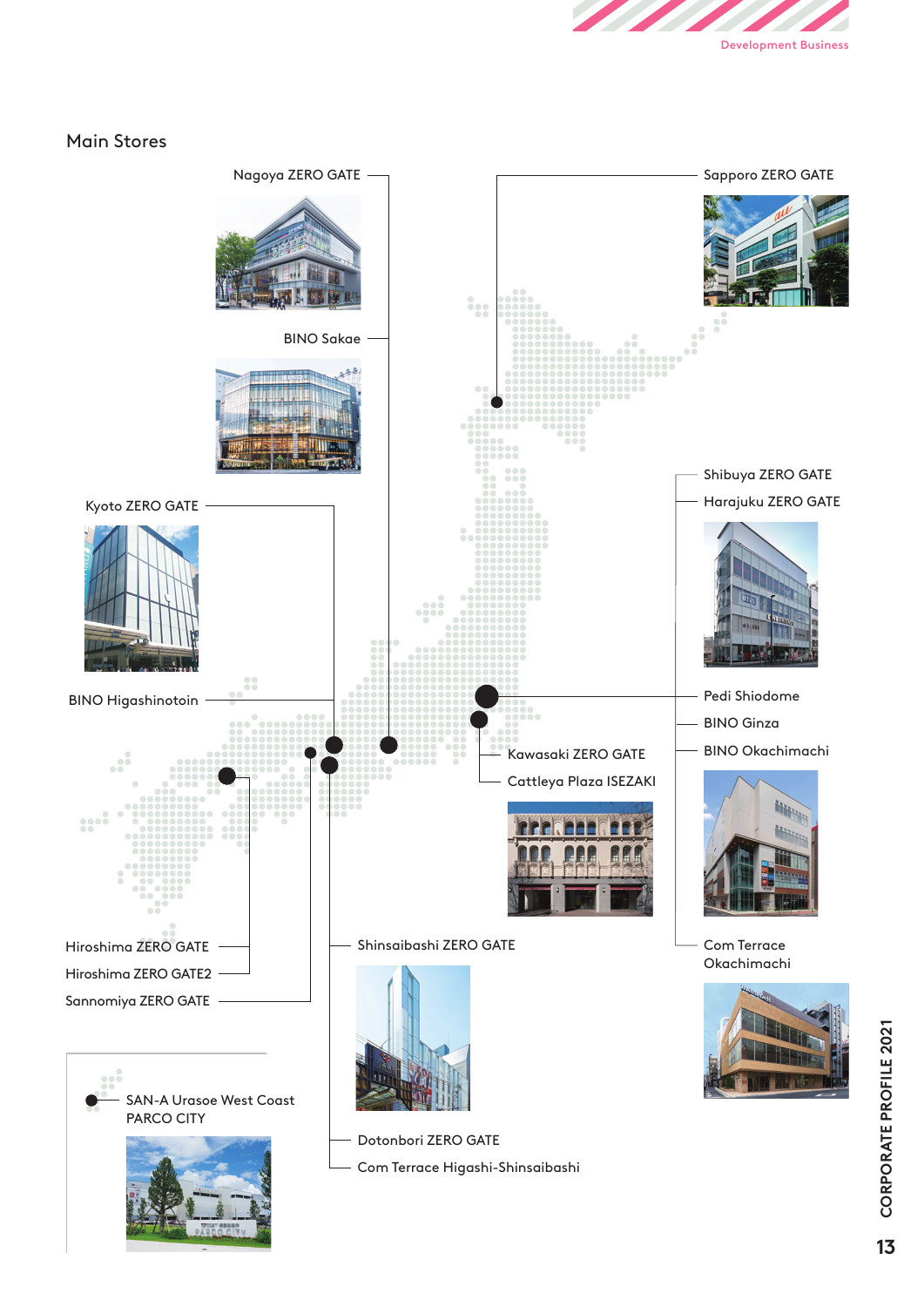## Main Stores

Nagoya ZERO GATE

BINO Sakae

Sapporo ZERO GATE

Kyoto ZERO GATE

BINO Higashinotoin

Shibuya ZERO GATE

Harajuku ZERO GATE

Pedi Shiodome

BINO Ginza

BINO Okachimachi

Kawasaki ZERO GATE

Cattleya Plaza ISEZAKI

Hiroshima ZERO GATE

Hiroshima ZERO GATE2

Sannomiya ZERO GATE

Shinsaibashi ZERO GATE

Com Terrace Okachimachi

SAN-A Urasoe West Coast PARCO CITY

Dotonbori ZERO GATE

Com Terrace Higashi-Shinsaibashi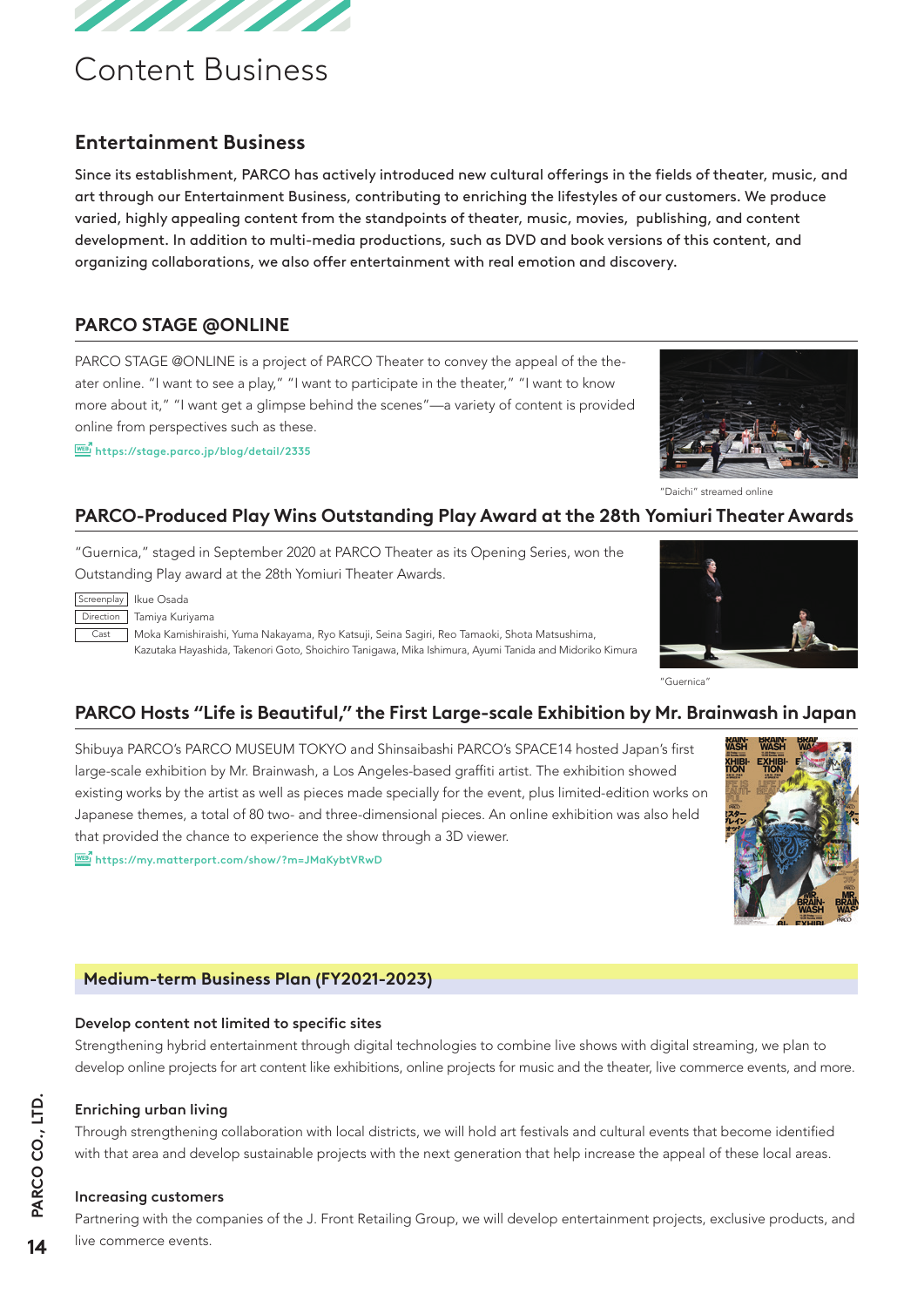# Content Business

## Entertainment Business

Since its establishment, PARCO has actively introduced new cultural offerings in the fields of theater, music, and art through our Entertainment Business, contributing to enriching the lifestyles of our customers. We produce varied, highly appealing content from the standpoints of theater, music, movies, publishing, and content development. In addition to multi-media productions, such as DVD and book versions of this content, and organizing collaborations, we also offer entertainment with real emotion and discovery.

### PARCO STAGE @ONLINE

PARCO STAGE @ONLINE is a project of PARCO Theater to convey the appeal of the theater online. "I want to see a play," "I want to participate in the theater," "I want to know more about it," "I want get a glimpse behind the scenes"—a variety of content is provided online from perspectives such as these.

https://stage.parco.jp/blog/detail/2335

"Daichi" streamed online

### PARCO-Produced Play Wins Outstanding Play Award at the 28th Yomiuri Theater Awards

"Guernica," staged in September 2020 at PARCO Theater as its Opening Series, won the Outstanding Play award at the 28th Yomiuri Theater Awards.

| | |
|---|---|
| Screenplay | Ikue Osada |
| Direction | Tamiya Kuriyama |
| Cast | Moka Kamishiraishi, Yuma Nakayama, Ryo Katsuji, Seina Sagiri, Reo Tamaoki, Shota Matsushima, Kazutaka Hayashida, Takenori Goto, Shoichiro Tanigawa, Mika Ishimura, Ayumi Tanida and Midoriko Kimura |

"Guernica"

### PARCO Hosts "Life is Beautiful," the First Large-scale Exhibition by Mr. Brainwash in Japan

Shibuya PARCO's PARCO MUSEUM TOKYO and Shinsaibashi PARCO's SPACE14 hosted Japan's first large-scale exhibition by Mr. Brainwash, a Los Angeles-based graffiti artist. The exhibition showed existing works by the artist as well as pieces made specially for the event, plus limited-edition works on Japanese themes, a total of 80 two- and three-dimensional pieces. An online exhibition was also held that provided the chance to experience the show through a 3D viewer.

https://my.matterport.com/show/?m=JMaKybtVRwD

### Medium-term Business Plan (FY2021-2023)

**Develop content not limited to specific sites**

Strengthening hybrid entertainment through digital technologies to combine live shows with digital streaming, we plan to develop online projects for art content like exhibitions, online projects for music and the theater, live commerce events, and more.

**Enriching urban living**

Through strengthening collaboration with local districts, we will hold art festivals and cultural events that become identified with that area and develop sustainable projects with the next generation that help increase the appeal of these local areas.

**Increasing customers**

Partnering with the companies of the J. Front Retailing Group, we will develop entertainment projects, exclusive products, and live commerce events.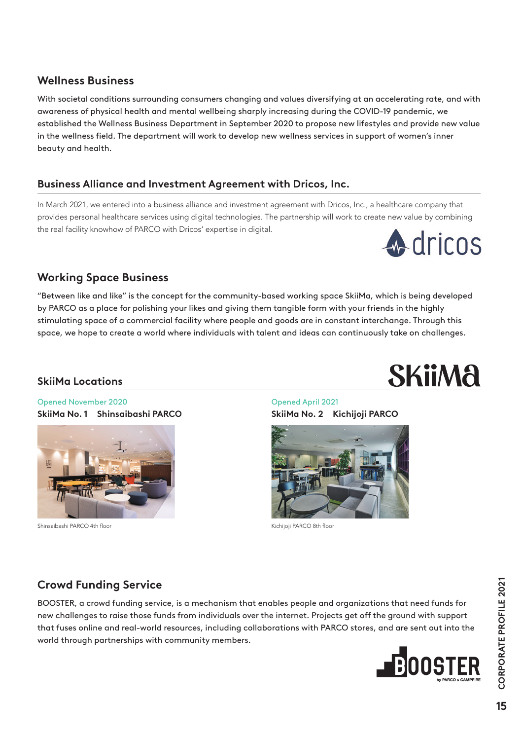## Wellness Business

With societal conditions surrounding consumers changing and values diversifying at an accelerating rate, and with awareness of physical health and mental wellbeing sharply increasing during the COVID-19 pandemic, we established the Wellness Business Department in September 2020 to propose new lifestyles and provide new value in the wellness field. The department will work to develop new wellness services in support of women's inner beauty and health.

### Business Alliance and Investment Agreement with Dricos, Inc.

In March 2021, we entered into a business alliance and investment agreement with Dricos, Inc., a healthcare company that provides personal healthcare services using digital technologies. The partnership will work to create new value by combining the real facility knowhow of PARCO with Dricos' expertise in digital.

## Working Space Business

"Between like and like" is the concept for the community-based working space SkiiMa, which is being developed by PARCO as a place for polishing your likes and giving them tangible form with your friends in the highly stimulating space of a commercial facility where people and goods are in constant interchange. Through this space, we hope to create a world where individuals with talent and ideas can continuously take on challenges.

### SkiiMa Locations

Opened November 2020

**SkiiMa No. 1　Shinsaibashi PARCO**

Shinsaibashi PARCO 4th floor

Opened April 2021

**SkiiMa No. 2　Kichijoji PARCO**

Kichijoji PARCO 8th floor

## Crowd Funding Service

BOOSTER, a crowd funding service, is a mechanism that enables people and organizations that need funds for new challenges to raise those funds from individuals over the internet. Projects get off the ground with support that fuses online and real-world resources, including collaborations with PARCO stores, and are sent out into the world through partnerships with community members.